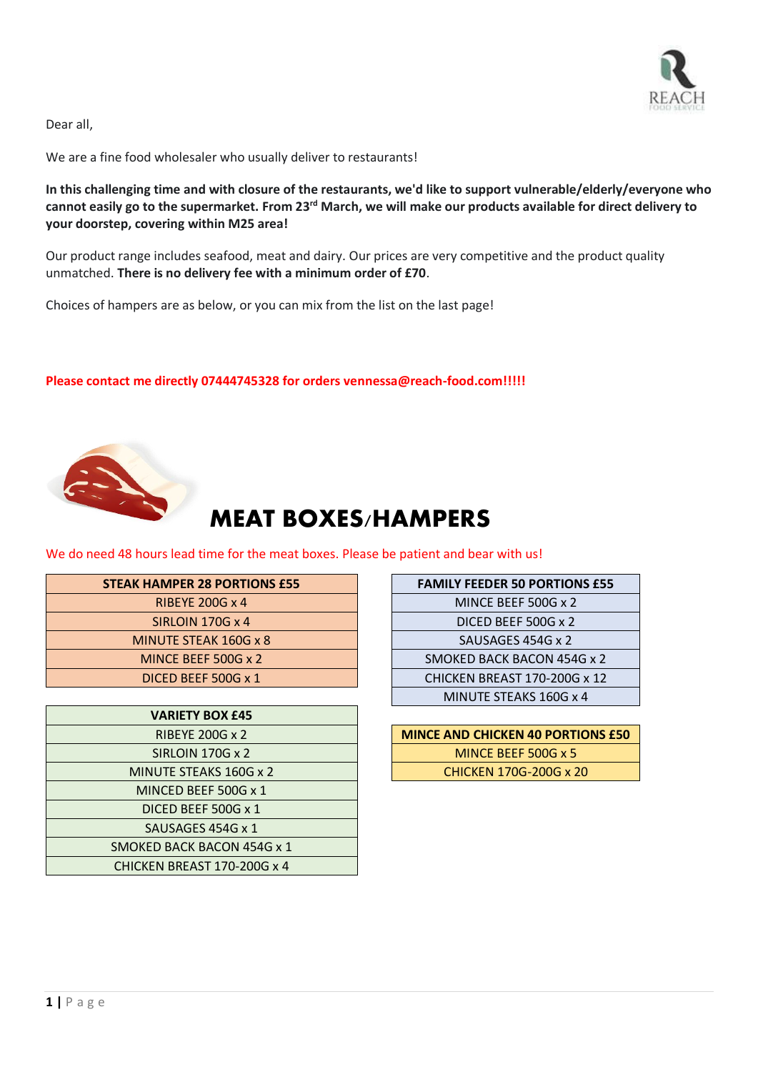Dear all,

We are a fine food wholesaler who usually deliver to restaurants!

**In this challenging time and with closure of the restaurants, we'd like to support vulnerable/elderly/everyone who cannot easily go to the supermarket. From 23rd March, we will make our products available for direct delivery to your doorstep, covering within M25 area!**

Our product range includes seafood, meat and dairy. Our prices are very competitive and the product quality unmatched. **There is no delivery fee with a minimum order of £70**.

Choices of hampers are as below, or you can mix from the list on the last page!

**Please contact me directly 07444745328 for orders vennessa@reach-food.com!!!!!**

# MEAT BOXES/HAMPERS

We do need 48 hours lead time for the meat boxes. Please be patient and bear with us!

| STEAK HAMPER 28 PORTIONS £55 |
|---|
| RIBEYE 200G x 4 |
| SIRLOIN 170G x 4 |
| MINUTE STEAK 160G x 8 |
| MINCE BEEF 500G x 2 |
| DICED BEEF 500G x 1 |

| VARIETY BOX £45 |
|---|
| RIBEYE 200G x 2 |
| SIRLOIN 170G x 2 |
| MINUTE STEAKS 160G x 2 |
| MINCED BEEF 500G x 1 |
| DICED BEEF 500G x 1 |
| SAUSAGES 454G x 1 |
| SMOKED BACK BACON 454G x 1 |
| CHICKEN BREAST 170-200G x 4 |

| FAMILY FEEDER 50 PORTIONS £55 |
|---|
| MINCE BEEF 500G x 2 |
| DICED BEEF 500G x 2 |
| SAUSAGES 454G x 2 |
| SMOKED BACK BACON 454G x 2 |
| CHICKEN BREAST 170-200G x 12 |
| MINUTE STEAKS 160G x 4 |

| MINCE AND CHICKEN 40 PORTIONS £50 |
|---|
| MINCE BEEF 500G x 5 |
| CHICKEN 170G-200G x 20 |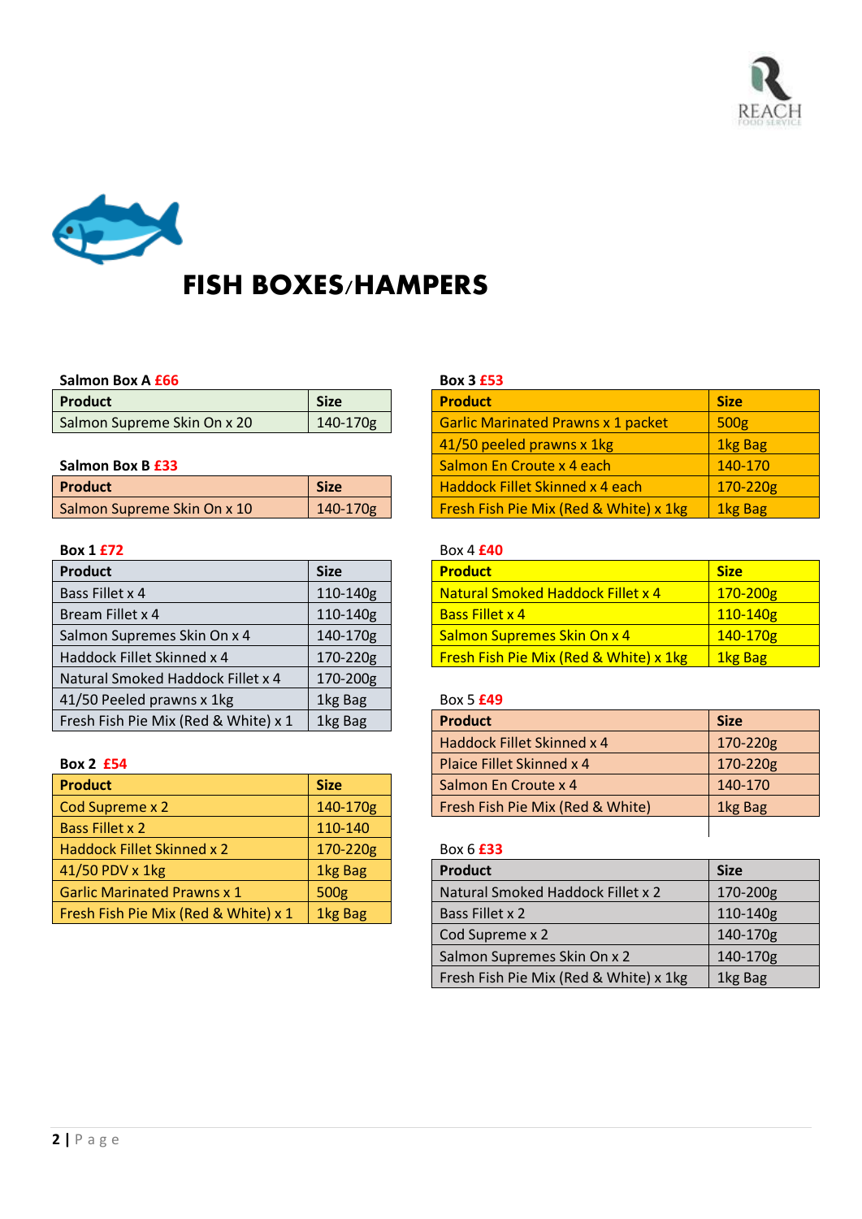# FISH BOXES/HAMPERS

**Salmon Box A £66**

| Product | Size |
|---|---|
| Salmon Supreme Skin On x 20 | 140-170g |

**Salmon Box B £33**

| Product | Size |
|---|---|
| Salmon Supreme Skin On x 10 | 140-170g |

**Box 1 £72**

| Product | Size |
|---|---|
| Bass Fillet x 4 | 110-140g |
| Bream Fillet x 4 | 110-140g |
| Salmon Supremes Skin On x 4 | 140-170g |
| Haddock Fillet Skinned x 4 | 170-220g |
| Natural Smoked Haddock Fillet x 4 | 170-200g |
| 41/50 Peeled prawns x 1kg | 1kg Bag |
| Fresh Fish Pie Mix (Red & White) x 1 | 1kg Bag |

**Box 2 £54**

| Product | Size |
|---|---|
| Cod Supreme x 2 | 140-170g |
| Bass Fillet x 2 | 110-140 |
| Haddock Fillet Skinned x 2 | 170-220g |
| 41/50 PDV x 1kg | 1kg Bag |
| Garlic Marinated Prawns x 1 | 500g |
| Fresh Fish Pie Mix (Red & White) x 1 | 1kg Bag |

**Box 3 £53**

| Product | Size |
|---|---|
| Garlic Marinated Prawns x 1 packet | 500g |
| 41/50 peeled prawns x 1kg | 1kg Bag |
| Salmon En Croute x 4 each | 140-170 |
| Haddock Fillet Skinned x 4 each | 170-220g |
| Fresh Fish Pie Mix (Red & White) x 1kg | 1kg Bag |

**Box 4 £40**

| Product | Size |
|---|---|
| Natural Smoked Haddock Fillet x 4 | 170-200g |
| Bass Fillet x 4 | 110-140g |
| Salmon Supremes Skin On x 4 | 140-170g |
| Fresh Fish Pie Mix (Red & White) x 1kg | 1kg Bag |

**Box 5 £49**

| Product | Size |
|---|---|
| Haddock Fillet Skinned x 4 | 170-220g |
| Plaice Fillet Skinned x 4 | 170-220g |
| Salmon En Croute x 4 | 140-170 |
| Fresh Fish Pie Mix (Red & White) | 1kg Bag |

**Box 6 £33**

| Product | Size |
|---|---|
| Natural Smoked Haddock Fillet x 2 | 170-200g |
| Bass Fillet x 2 | 110-140g |
| Cod Supreme x 2 | 140-170g |
| Salmon Supremes Skin On x 2 | 140-170g |
| Fresh Fish Pie Mix (Red & White) x 1kg | 1kg Bag |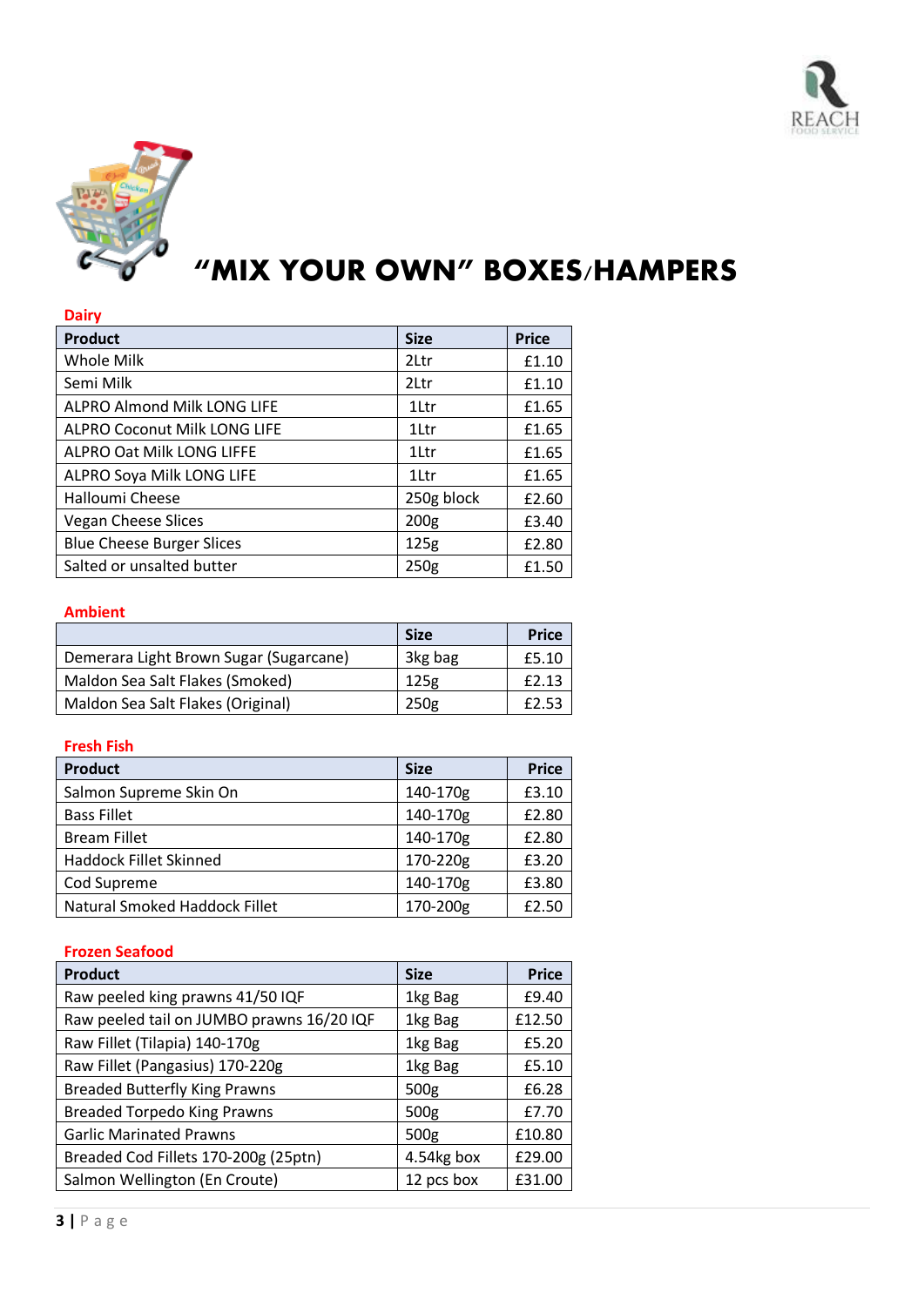# "MIX YOUR OWN" BOXES/HAMPERS

## Dairy

| Product | Size | Price |
|---|---|---|
| Whole Milk | 2Ltr | £1.10 |
| Semi Milk | 2Ltr | £1.10 |
| ALPRO Almond Milk LONG LIFE | 1Ltr | £1.65 |
| ALPRO Coconut Milk LONG LIFE | 1Ltr | £1.65 |
| ALPRO Oat Milk LONG LIFFE | 1Ltr | £1.65 |
| ALPRO Soya Milk LONG LIFE | 1Ltr | £1.65 |
| Halloumi Cheese | 250g block | £2.60 |
| Vegan Cheese Slices | 200g | £3.40 |
| Blue Cheese Burger Slices | 125g | £2.80 |
| Salted or unsalted butter | 250g | £1.50 |

## Ambient

| | Size | Price |
|---|---|---|
| Demerara Light Brown Sugar (Sugarcane) | 3kg bag | £5.10 |
| Maldon Sea Salt Flakes (Smoked) | 125g | £2.13 |
| Maldon Sea Salt Flakes (Original) | 250g | £2.53 |

## Fresh Fish

| Product | Size | Price |
|---|---|---|
| Salmon Supreme Skin On | 140-170g | £3.10 |
| Bass Fillet | 140-170g | £2.80 |
| Bream Fillet | 140-170g | £2.80 |
| Haddock Fillet Skinned | 170-220g | £3.20 |
| Cod Supreme | 140-170g | £3.80 |
| Natural Smoked Haddock Fillet | 170-200g | £2.50 |

## Frozen Seafood

| Product | Size | Price |
|---|---|---|
| Raw peeled king prawns 41/50 IQF | 1kg Bag | £9.40 |
| Raw peeled tail on JUMBO prawns 16/20 IQF | 1kg Bag | £12.50 |
| Raw Fillet (Tilapia) 140-170g | 1kg Bag | £5.20 |
| Raw Fillet (Pangasius) 170-220g | 1kg Bag | £5.10 |
| Breaded Butterfly King Prawns | 500g | £6.28 |
| Breaded Torpedo King Prawns | 500g | £7.70 |
| Garlic Marinated Prawns | 500g | £10.80 |
| Breaded Cod Fillets 170-200g (25ptn) | 4.54kg box | £29.00 |
| Salmon Wellington (En Croute) | 12 pcs box | £31.00 |